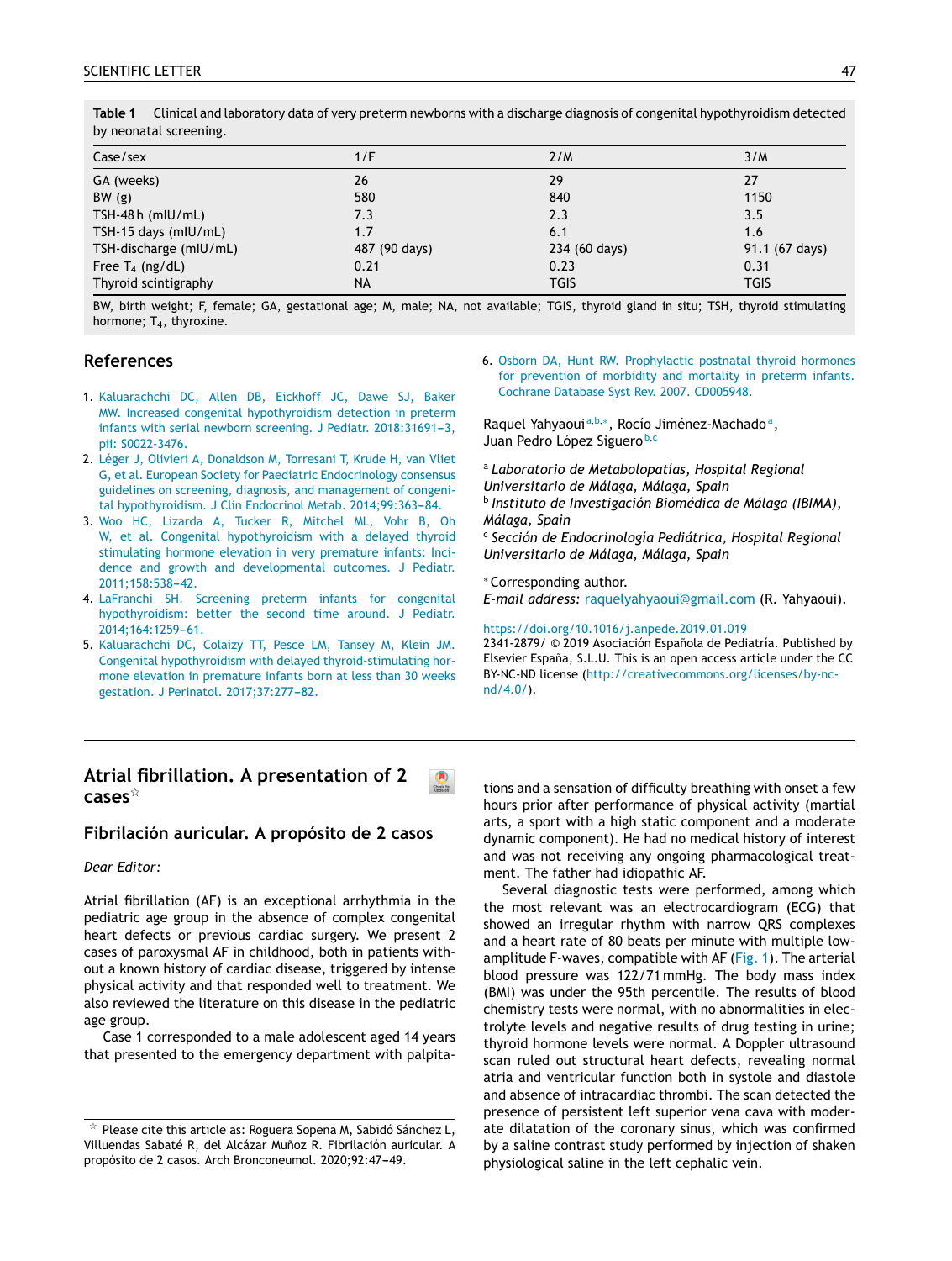**Table 1** Clinical and laboratory data of very preterm newborns with a discharge diagnosis of congenital hypothyroidism detected by neonatal screening.

| Case/sex | 1/F | 2/M | 3/M |
|---|---|---|---|
| GA (weeks) | 26 | 29 | 27 |
| BW (g) | 580 | 840 | 1150 |
| TSH-48 h (mIU/mL) | 7.3 | 2.3 | 3.5 |
| TSH-15 days (mIU/mL) | 1.7 | 6.1 | 1.6 |
| TSH-discharge (mIU/mL) | 487 (90 days) | 234 (60 days) | 91.1 (67 days) |
| Free $T_4$ (ng/dL) | 0.21 | 0.23 | 0.31 |
| Thyroid scintigraphy | NA | TGIS | TGIS |

BW, birth weight; F, female; GA, gestational age; M, male; NA, not available; TGIS, thyroid gland in situ; TSH, thyroid stimulating hormone; $T_4$, thyroxine.

## References

1. Kaluarachchi DC, Allen DB, Eickhoff JC, Dawe SJ, Baker MW. Increased congenital hypothyroidism detection in preterm infants with serial newborn screening. J Pediatr. 2018:31691–3, pii: S0022-3476.
2. Léger J, Olivieri A, Donaldson M, Torresani T, Krude H, van Vliet G, et al. European Society for Paediatric Endocrinology consensus guidelines on screening, diagnosis, and management of congenital hypothyroidism. J Clin Endocrinol Metab. 2014;99:363–84.
3. Woo HC, Lizarda A, Tucker R, Mitchel ML, Vohr B, Oh W, et al. Congenital hypothyroidism with a delayed thyroid stimulating hormone elevation in very premature infants: Incidence and growth and developmental outcomes. J Pediatr. 2011;158:538–42.
4. LaFranchi SH. Screening preterm infants for congenital hypothyroidism: better the second time around. J Pediatr. 2014;164:1259–61.
5. Kaluarachchi DC, Colaizy TT, Pesce LM, Tansey M, Klein JM. Congenital hypothyroidism with delayed thyroid-stimulating hormone elevation in premature infants born at less than 30 weeks gestation. J Perinatol. 2017;37:277–82.
6. Osborn DA, Hunt RW. Prophylactic postnatal thyroid hormones for prevention of morbidity and mortality in preterm infants. Cochrane Database Syst Rev. 2007. CD005948.

Raquel Yahyaoui[a,b,*], Rocío Jiménez-Machado[a], Juan Pedro López Siguero[b,c]

[a] *Laboratorio de Metabolopatías, Hospital Regional Universitario de Málaga, Málaga, Spain*
[b] *Instituto de Investigación Biomédica de Málaga (IBIMA), Málaga, Spain*
[c] *Sección de Endocrinología Pediátrica, Hospital Regional Universitario de Málaga, Málaga, Spain*

[*] Corresponding author.
*E-mail address:* raquelyahyaoui@gmail.com (R. Yahyaoui).

https://doi.org/10.1016/j.anpede.2019.01.019
2341-2879/ © 2019 Asociación Española de Pediatría. Published by Elsevier España, S.L.U. This is an open access article under the CC BY-NC-ND license (http://creativecommons.org/licenses/by-nc-nd/4.0/).

# Atrial fibrillation. A presentation of 2 cases[☆]

## Fibrilación auricular. A propósito de 2 casos

*Dear Editor:*

Atrial fibrillation (AF) is an exceptional arrhythmia in the pediatric age group in the absence of complex congenital heart defects or previous cardiac surgery. We present 2 cases of paroxysmal AF in childhood, both in patients without a known history of cardiac disease, triggered by intense physical activity and that responded well to treatment. We also reviewed the literature on this disease in the pediatric age group.

Case 1 corresponded to a male adolescent aged 14 years that presented to the emergency department with palpitations and a sensation of difficulty breathing with onset a few hours prior after performance of physical activity (martial arts, a sport with a high static component and a moderate dynamic component). He had no medical history of interest and was not receiving any ongoing pharmacological treatment. The father had idiopathic AF.

Several diagnostic tests were performed, among which the most relevant was an electrocardiogram (ECG) that showed an irregular rhythm with narrow QRS complexes and a heart rate of 80 beats per minute with multiple low-amplitude F-waves, compatible with AF (Fig. 1). The arterial blood pressure was 122/71 mmHg. The body mass index (BMI) was under the 95th percentile. The results of blood chemistry tests were normal, with no abnormalities in electrolyte levels and negative results of drug testing in urine; thyroid hormone levels were normal. A Doppler ultrasound scan ruled out structural heart defects, revealing normal atria and ventricular function both in systole and diastole and absence of intracardiac thrombi. The scan detected the presence of persistent left superior vena cava with moderate dilatation of the coronary sinus, which was confirmed by a saline contrast study performed by injection of shaken physiological saline in the left cephalic vein.

[☆] Please cite this article as: Roguera Sopena M, Sabidó Sánchez L, Villuendas Sabaté R, del Alcázar Muñoz R. Fibrilación auricular. A propósito de 2 casos. Arch Bronconeumol. 2020;92:47–49.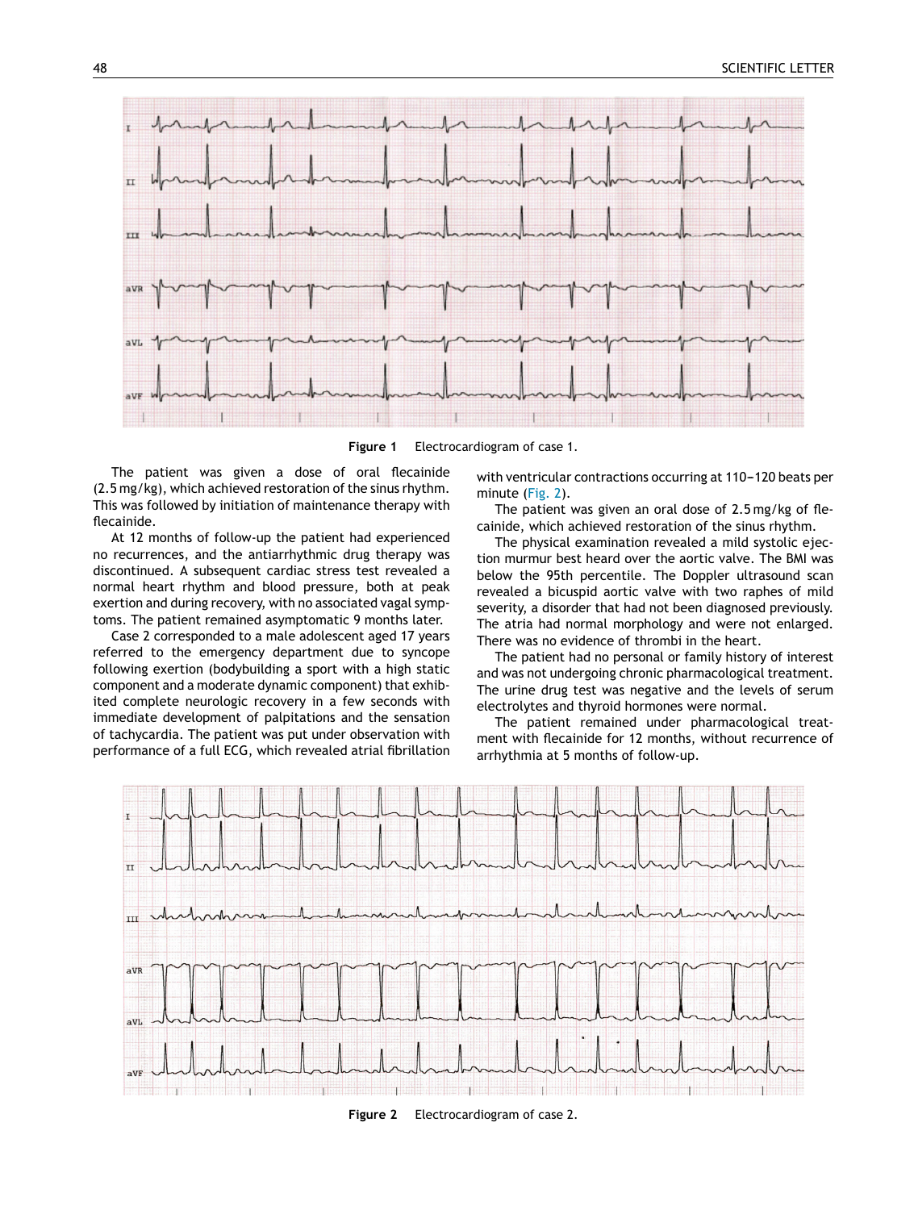Figure 1 Electrocardiogram of case 1.

The patient was given a dose of oral flecainide (2.5 mg/kg), which achieved restoration of the sinus rhythm. This was followed by initiation of maintenance therapy with flecainide.

At 12 months of follow-up the patient had experienced no recurrences, and the antiarrhythmic drug therapy was discontinued. A subsequent cardiac stress test revealed a normal heart rhythm and blood pressure, both at peak exertion and during recovery, with no associated vagal symptoms. The patient remained asymptomatic 9 months later.

Case 2 corresponded to a male adolescent aged 17 years referred to the emergency department due to syncope following exertion (bodybuilding a sport with a high static component and a moderate dynamic component) that exhibited complete neurologic recovery in a few seconds with immediate development of palpitations and the sensation of tachycardia. The patient was put under observation with performance of a full ECG, which revealed atrial fibrillation with ventricular contractions occurring at 110–120 beats per minute (Fig. 2).

The patient was given an oral dose of 2.5 mg/kg of flecainide, which achieved restoration of the sinus rhythm.

The physical examination revealed a mild systolic ejection murmur best heard over the aortic valve. The BMI was below the 95th percentile. The Doppler ultrasound scan revealed a bicuspid aortic valve with two raphes of mild severity, a disorder that had not been diagnosed previously. The atria had normal morphology and were not enlarged. There was no evidence of thrombi in the heart.

The patient had no personal or family history of interest and was not undergoing chronic pharmacological treatment. The urine drug test was negative and the levels of serum electrolytes and thyroid hormones were normal.

The patient remained under pharmacological treatment with flecainide for 12 months, without recurrence of arrhythmia at 5 months of follow-up.

Figure 2 Electrocardiogram of case 2.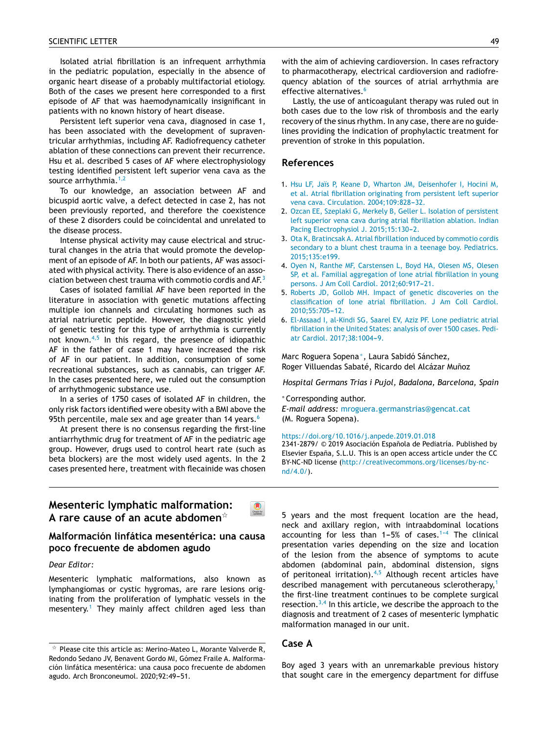Isolated atrial fibrillation is an infrequent arrhythmia in the pediatric population, especially in the absence of organic heart disease of a probably multifactorial etiology. Both of the cases we present here corresponded to a first episode of AF that was haemodynamically insignificant in patients with no known history of heart disease.

Persistent left superior vena cava, diagnosed in case 1, has been associated with the development of supraventricular arrhythmias, including AF. Radiofrequency catheter ablation of these connections can prevent their recurrence. Hsu et al. described 5 cases of AF where electrophysiology testing identified persistent left superior vena cava as the source arrhythmia.[1,2]

To our knowledge, an association between AF and bicuspid aortic valve, a defect detected in case 2, has not been previously reported, and therefore the coexistence of these 2 disorders could be coincidental and unrelated to the disease process.

Intense physical activity may cause electrical and structural changes in the atria that would promote the development of an episode of AF. In both our patients, AF was associated with physical activity. There is also evidence of an association between chest trauma with commotio cordis and AF.[3]

Cases of isolated familial AF have been reported in the literature in association with genetic mutations affecting multiple ion channels and circulating hormones such as atrial natriuretic peptide. However, the diagnostic yield of genetic testing for this type of arrhythmia is currently not known.[4,5] In this regard, the presence of idiopathic AF in the father of case 1 may have increased the risk of AF in our patient. In addition, consumption of some recreational substances, such as cannabis, can trigger AF. In the cases presented here, we ruled out the consumption of arrhythmogenic substance use.

In a series of 1750 cases of isolated AF in children, the only risk factors identified were obesity with a BMI above the 95th percentile, male sex and age greater than 14 years.[6]

At present there is no consensus regarding the first-line antiarrhythmic drug for treatment of AF in the pediatric age group. However, drugs used to control heart rate (such as beta blockers) are the most widely used agents. In the 2 cases presented here, treatment with flecainide was chosen with the aim of achieving cardioversion. In cases refractory to pharmacotherapy, electrical cardioversion and radiofrequency ablation of the sources of atrial arrhythmia are effective alternatives.[6]

Lastly, the use of anticoagulant therapy was ruled out in both cases due to the low risk of thrombosis and the early recovery of the sinus rhythm. In any case, there are no guidelines providing the indication of prophylactic treatment for prevention of stroke in this population.

## References

1. Hsu LF, Jaïs P, Keane D, Wharton JM, Deisenhofer I, Hocini M, et al. Atrial fibrillation originating from persistent left superior vena cava. Circulation. 2004;109:828–32.
2. Ozcan EE, Szeplaki G, Merkely B, Geller L. Isolation of persistent left superior vena cava during atrial fibrillation ablation. Indian Pacing Electrophysiol J. 2015;15:130–2.
3. Ota K, Bratincsak A. Atrial fibrillation induced by commotio cordis secondary to a blunt chest trauma in a teenage boy. Pediatrics. 2015;135:e199.
4. Oyen N, Ranthe MF, Carstensen L, Boyd HA, Olesen MS, Olesen SP, et al. Familial aggregation of lone atrial fibrillation in young persons. J Am Coll Cardiol. 2012;60:917–21.
5. Roberts JD, Gollob MH. Impact of genetic discoveries on the classification of lone atrial fibrillation. J Am Coll Cardiol. 2010;55:705–12.
6. El-Assaad I, al-Kindi SG, Saarel EV, Aziz PF. Lone pediatric atrial fibrillation in the United States: analysis of over 1500 cases. Pediatr Cardiol. 2017;38:1004–9.

Marc Roguera Sopena*, Laura Sabidó Sánchez, Roger Villuendas Sabaté, Ricardo del Alcázar Muñoz

*Hospital Germans Trias i Pujol, Badalona, Barcelona, Spain*

* Corresponding author.
*E-mail address:* mroguera.germanstrias@gencat.cat (M. Roguera Sopena).

https://doi.org/10.1016/j.anpede.2019.01.018
2341-2879/ © 2019 Asociación Española de Pediatría. Published by Elsevier España, S.L.U. This is an open access article under the CC BY-NC-ND license (http://creativecommons.org/licenses/by-nc-nd/4.0/).

# Mesenteric lymphatic malformation: A rare cause of an acute abdomen☆

## Malformación linfática mesentérica: una causa poco frecuente de abdomen agudo

*Dear Editor:*

Mesenteric lymphatic malformations, also known as lymphangiomas or cystic hygromas, are rare lesions originating from the proliferation of lymphatic vessels in the mesentery.[1] They mainly affect children aged less than 5 years and the most frequent location are the head, neck and axillary region, with intraabdominal locations accounting for less than 1–5% of cases.[1–4] The clinical presentation varies depending on the size and location of the lesion from the absence of symptoms to acute abdomen (abdominal pain, abdominal distension, signs of peritoneal irritation).[4,5] Although recent articles have described management with percutaneous sclerotherapy,[1] the first-line treatment continues to be complete surgical resection.[3,4] In this article, we describe the approach to the diagnosis and treatment of 2 cases of mesenteric lymphatic malformation managed in our unit.

## Case A

Boy aged 3 years with an unremarkable previous history that sought care in the emergency department for diffuse

☆ Please cite this article as: Merino-Mateo L, Morante Valverde R, Redondo Sedano JV, Benavent Gordo MI, Gómez Fraile A. Malformación linfática mesentérica: una causa poco frecuente de abdomen agudo. Arch Bronconeumol. 2020;92:49–51.